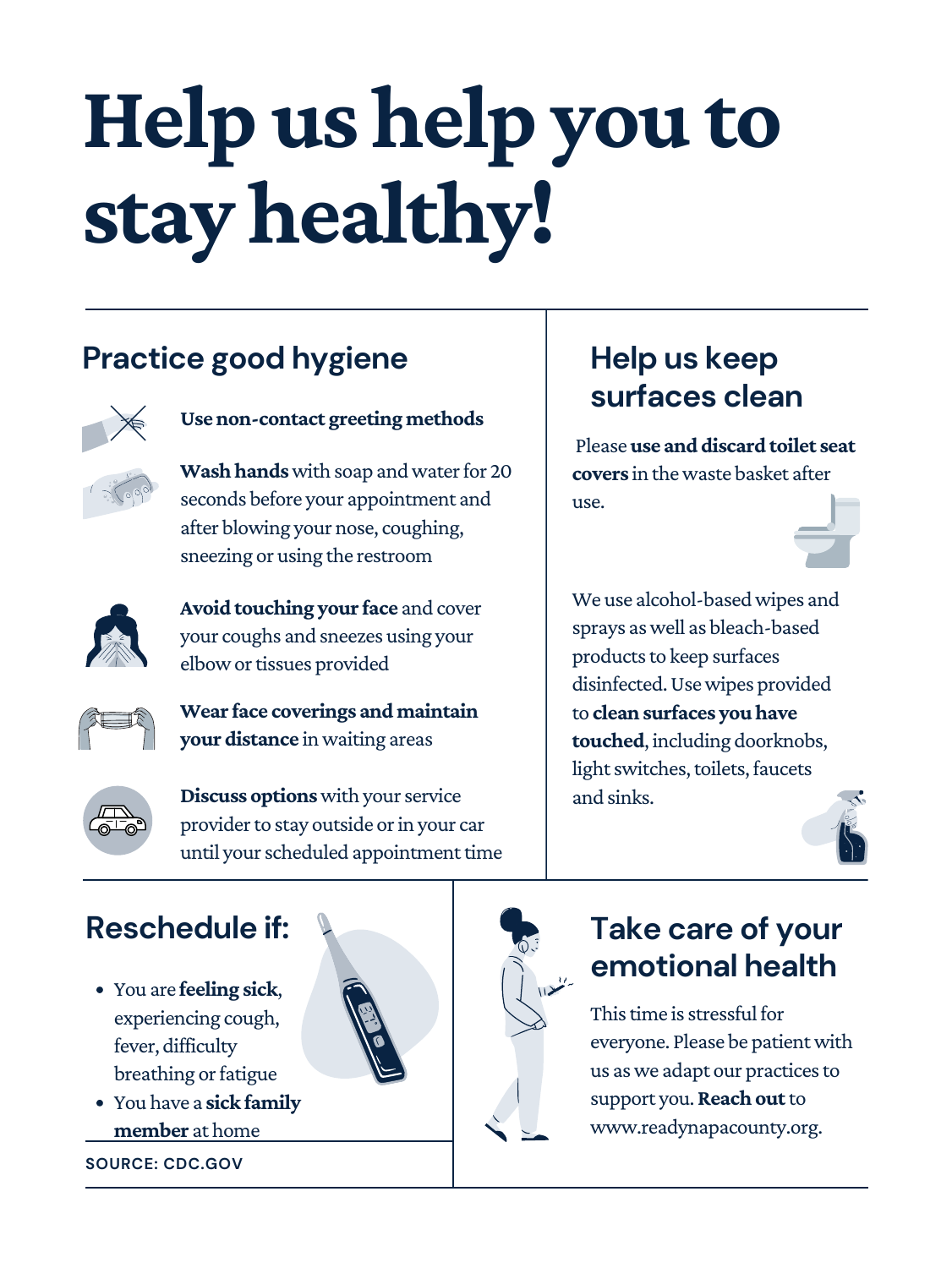# Help us help you to stay healthy!

## Practice good hygiene

**Use non-contact greeting methods**

**Wash hands** with soap and water for 20 seconds before your appointment and after blowing your nose, coughing, sneezing or using the restroom

**Avoid touching your face** and cover your coughs and sneezes using your elbow or tissues provided

**Wear face coverings and maintain your distance** in waiting areas

**Discuss options** with your service provider to stay outside or in your car until your scheduled appointment time

## Help us keep surfaces clean

Please **use and discard toilet seat covers** in the waste basket after use.

We use alcohol-based wipes and sprays as well as bleach-based products to keep surfaces disinfected. Use wipes provided to **clean surfaces you have touched**, including doorknobs, light switches, toilets, faucets and sinks.

## Reschedule if:

- You are **feeling sick**, experiencing cough, fever, difficulty breathing or fatigue
- You have a **sick family member** at home

SOURCE: CDC.GOV

## Take care of your emotional health

This time is stressful for everyone. Please be patient with us as we adapt our practices to support you. **Reach out** to www.readynapacounty.org.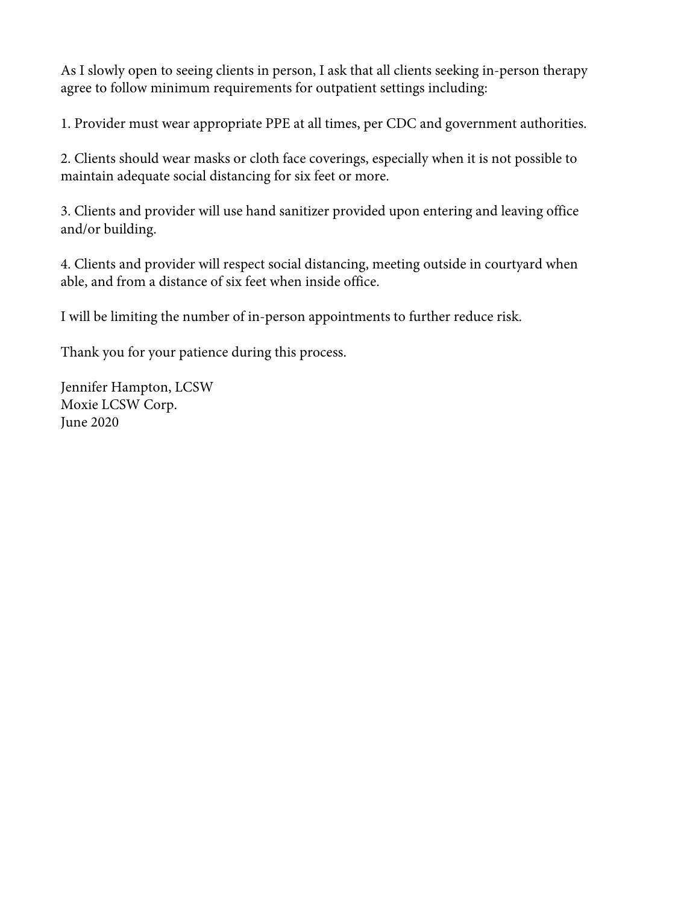As I slowly open to seeing clients in person, I ask that all clients seeking in-person therapy agree to follow minimum requirements for outpatient settings including:

1. Provider must wear appropriate PPE at all times, per CDC and government authorities.

2. Clients should wear masks or cloth face coverings, especially when it is not possible to maintain adequate social distancing for six feet or more.

3. Clients and provider will use hand sanitizer provided upon entering and leaving office and/or building.

4. Clients and provider will respect social distancing, meeting outside in courtyard when able, and from a distance of six feet when inside office.

I will be limiting the number of in-person appointments to further reduce risk.

Thank you for your patience during this process.

Jennifer Hampton, LCSW  
Moxie LCSW Corp.  
June 2020